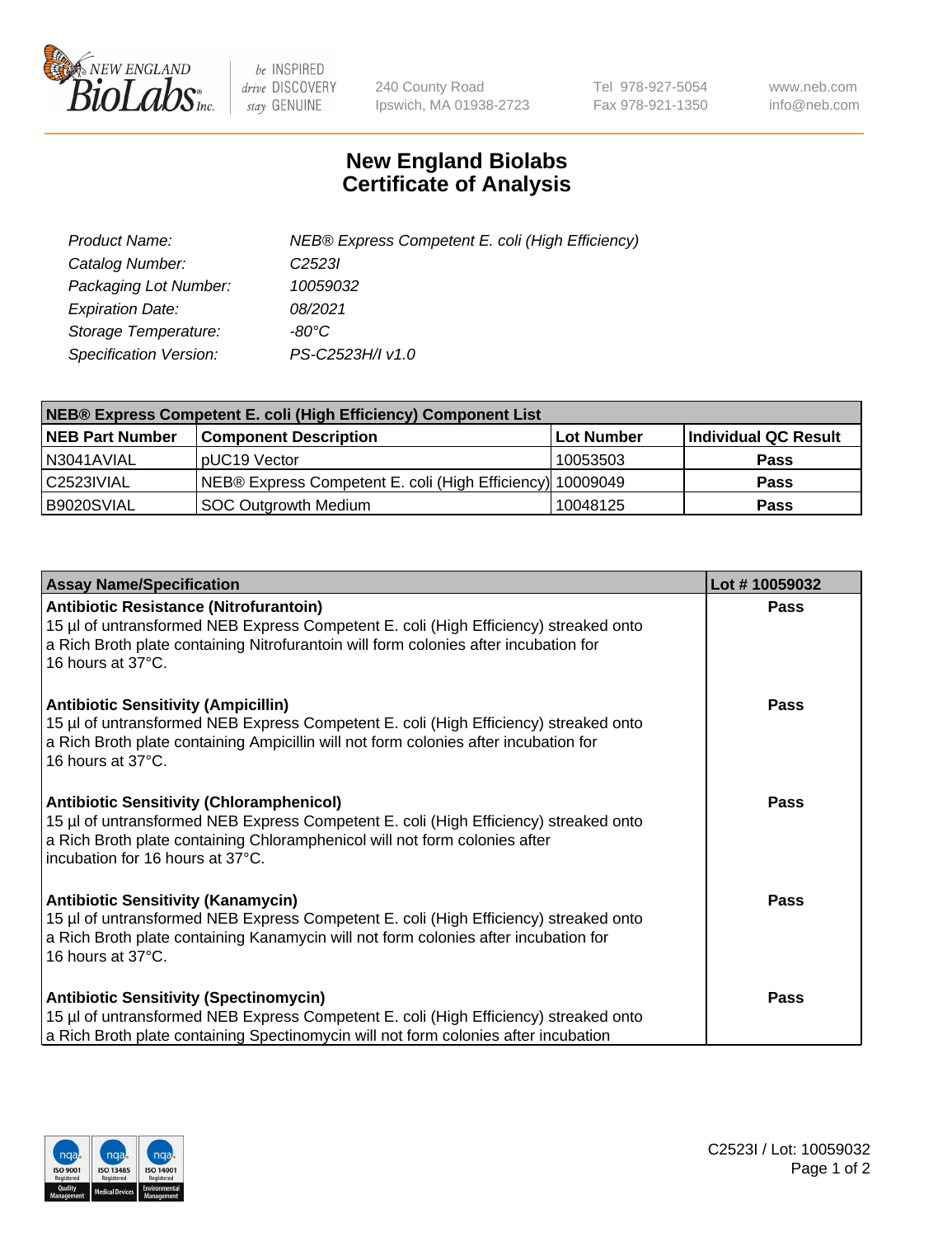NEW ENGLAND BioLabs Inc. — be INSPIRED drive DISCOVERY stay GENUINE

240 County Road
Ipswich, MA 01938-2723

Tel 978-927-5054
Fax 978-921-1350

www.neb.com
info@neb.com

# New England Biolabs
# Certificate of Analysis

| | |
|---|---|
| *Product Name:* | *NEB® Express Competent E. coli (High Efficiency)* |
| *Catalog Number:* | *C2523I* |
| *Packaging Lot Number:* | *10059032* |
| *Expiration Date:* | *08/2021* |
| *Storage Temperature:* | *-80°C* |
| *Specification Version:* | *PS-C2523H/I v1.0* |

| **NEB® Express Competent E. coli (High Efficiency) Component List** | | | |
|---|---|---|---|
| **NEB Part Number** | **Component Description** | **Lot Number** | **Individual QC Result** |
| N3041AVIAL | pUC19 Vector | 10053503 | **Pass** |
| C2523IVIAL | NEB® Express Competent E. coli (High Efficiency) | 10009049 | **Pass** |
| B9020SVIAL | SOC Outgrowth Medium | 10048125 | **Pass** |

| **Assay Name/Specification** | **Lot # 10059032** |
|---|---|
| **Antibiotic Resistance (Nitrofurantoin)**<br>15 µl of untransformed NEB Express Competent E. coli (High Efficiency) streaked onto a Rich Broth plate containing Nitrofurantoin will form colonies after incubation for 16 hours at 37°C. | **Pass** |
| **Antibiotic Sensitivity (Ampicillin)**<br>15 µl of untransformed NEB Express Competent E. coli (High Efficiency) streaked onto a Rich Broth plate containing Ampicillin will not form colonies after incubation for 16 hours at 37°C. | **Pass** |
| **Antibiotic Sensitivity (Chloramphenicol)**<br>15 µl of untransformed NEB Express Competent E. coli (High Efficiency) streaked onto a Rich Broth plate containing Chloramphenicol will not form colonies after incubation for 16 hours at 37°C. | **Pass** |
| **Antibiotic Sensitivity (Kanamycin)**<br>15 µl of untransformed NEB Express Competent E. coli (High Efficiency) streaked onto a Rich Broth plate containing Kanamycin will not form colonies after incubation for 16 hours at 37°C. | **Pass** |
| **Antibiotic Sensitivity (Spectinomycin)**<br>15 µl of untransformed NEB Express Competent E. coli (High Efficiency) streaked onto a Rich Broth plate containing Spectinomycin will not form colonies after incubation | **Pass** |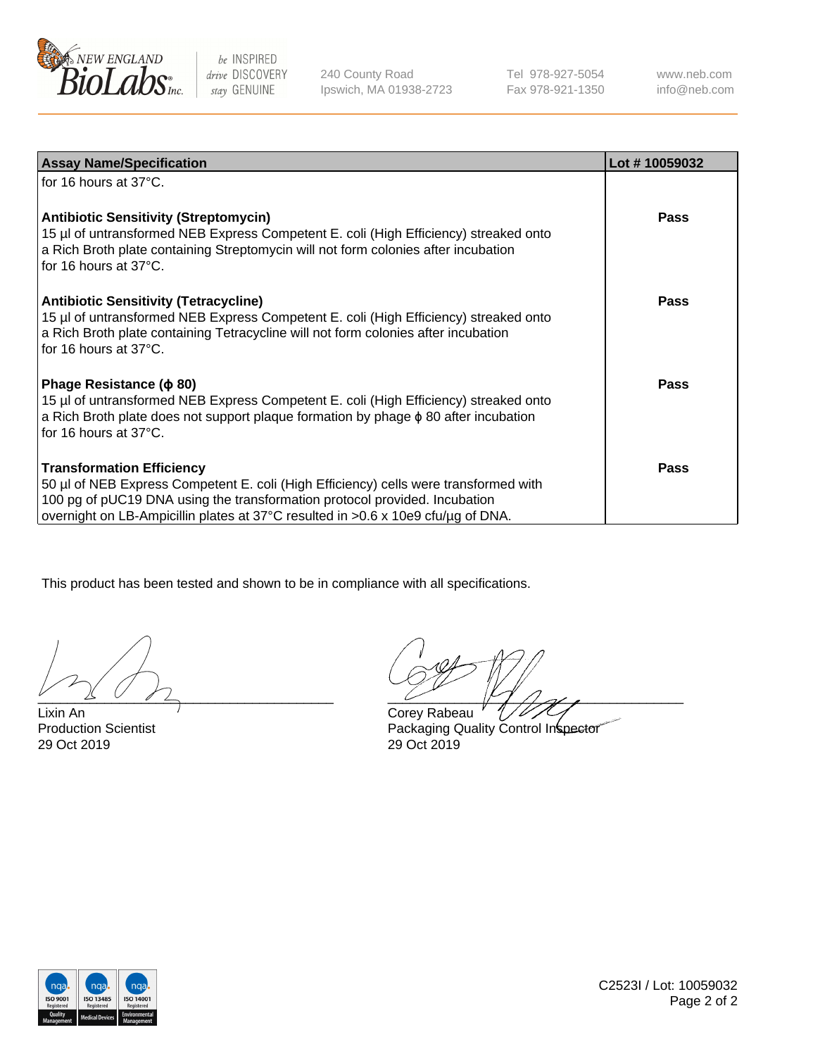| Assay Name/Specification | Lot # 10059032 |
| --- | --- |
| for 16 hours at 37°C. | |
| **Antibiotic Sensitivity (Streptomycin)**<br>15 µl of untransformed NEB Express Competent E. coli (High Efficiency) streaked onto a Rich Broth plate containing Streptomycin will not form colonies after incubation for 16 hours at 37°C. | **Pass** |
| **Antibiotic Sensitivity (Tetracycline)**<br>15 µl of untransformed NEB Express Competent E. coli (High Efficiency) streaked onto a Rich Broth plate containing Tetracycline will not form colonies after incubation for 16 hours at 37°C. | **Pass** |
| **Phage Resistance (ϕ 80)**<br>15 µl of untransformed NEB Express Competent E. coli (High Efficiency) streaked onto a Rich Broth plate does not support plaque formation by phage ϕ 80 after incubation for 16 hours at 37°C. | **Pass** |
| **Transformation Efficiency**<br>50 µl of NEB Express Competent E. coli (High Efficiency) cells were transformed with 100 pg of pUC19 DNA using the transformation protocol provided. Incubation overnight on LB-Ampicillin plates at 37°C resulted in >0.6 x 10e9 cfu/µg of DNA. | **Pass** |

This product has been tested and shown to be in compliance with all specifications.

Lixin An
Production Scientist
29 Oct 2019

Corey Rabeau
Packaging Quality Control Inspector
29 Oct 2019

C2523I / Lot: 10059032